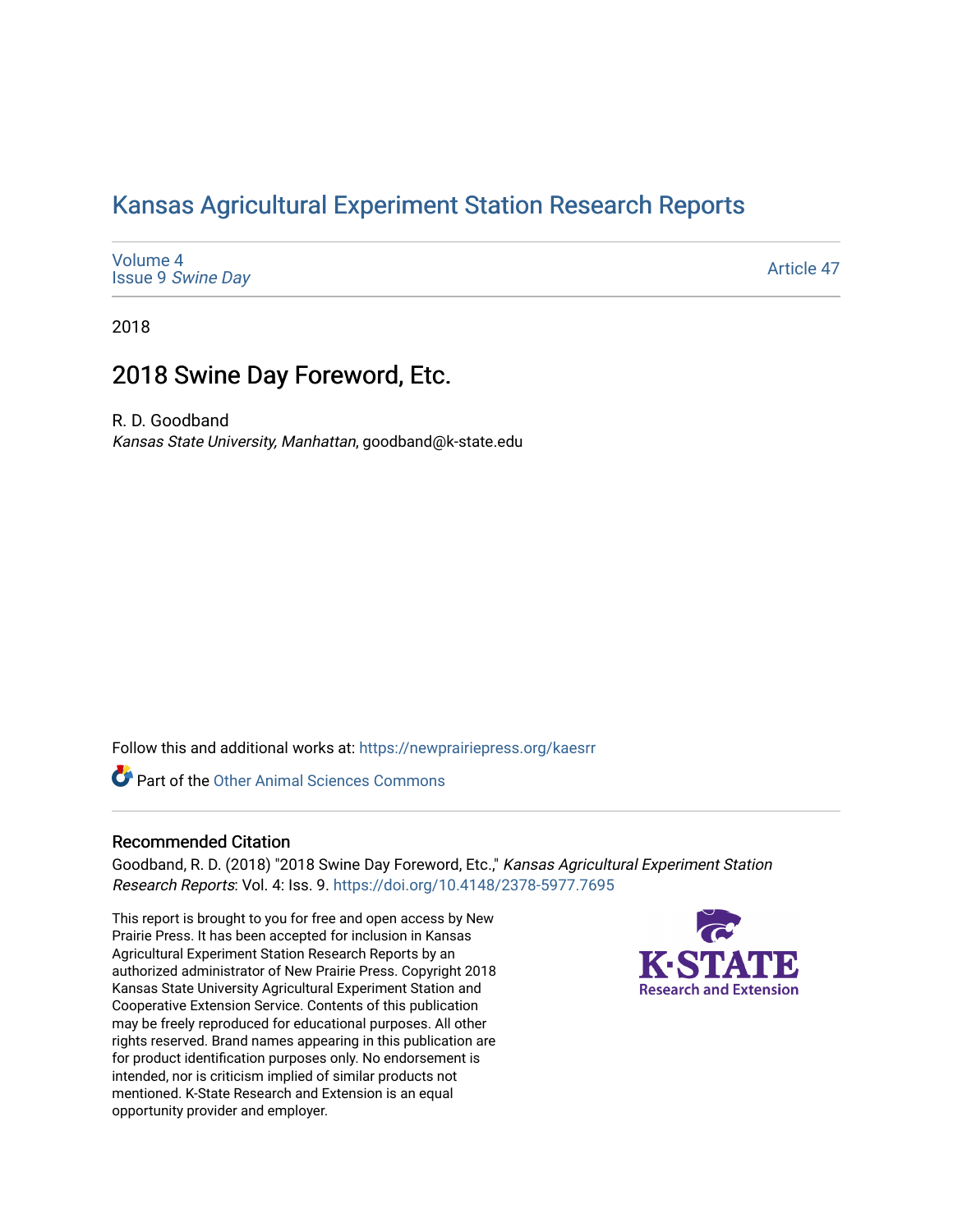# Kansas Agricultural Experiment Station Research Reports

Volume 4
Issue 9 *Swine Day*

Article 47

2018

## 2018 Swine Day Foreword, Etc.

R. D. Goodband
*Kansas State University, Manhattan*, goodband@k-state.edu

Follow this and additional works at: https://newprairiepress.org/kaesrr

Part of the Other Animal Sciences Commons

### Recommended Citation

Goodband, R. D. (2018) "2018 Swine Day Foreword, Etc.," *Kansas Agricultural Experiment Station Research Reports*: Vol. 4: Iss. 9. https://doi.org/10.4148/2378-5977.7695

This report is brought to you for free and open access by New Prairie Press. It has been accepted for inclusion in Kansas Agricultural Experiment Station Research Reports by an authorized administrator of New Prairie Press. Copyright 2018 Kansas State University Agricultural Experiment Station and Cooperative Extension Service. Contents of this publication may be freely reproduced for educational purposes. All other rights reserved. Brand names appearing in this publication are for product identification purposes only. No endorsement is intended, nor is criticism implied of similar products not mentioned. K-State Research and Extension is an equal opportunity provider and employer.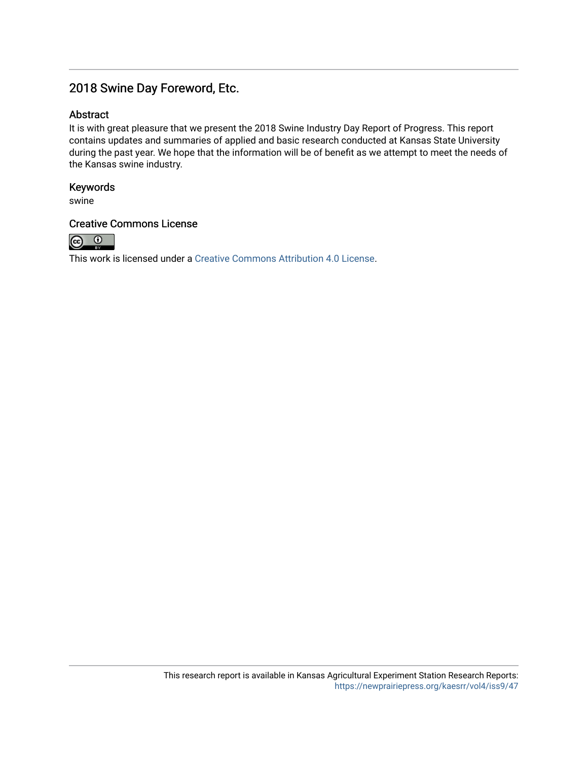## 2018 Swine Day Foreword, Etc.

### Abstract

It is with great pleasure that we present the 2018 Swine Industry Day Report of Progress. This report contains updates and summaries of applied and basic research conducted at Kansas State University during the past year. We hope that the information will be of benefit as we attempt to meet the needs of the Kansas swine industry.

### Keywords

swine

### Creative Commons License

This work is licensed under a Creative Commons Attribution 4.0 License.

This research report is available in Kansas Agricultural Experiment Station Research Reports: https://newprairiepress.org/kaesrr/vol4/iss9/47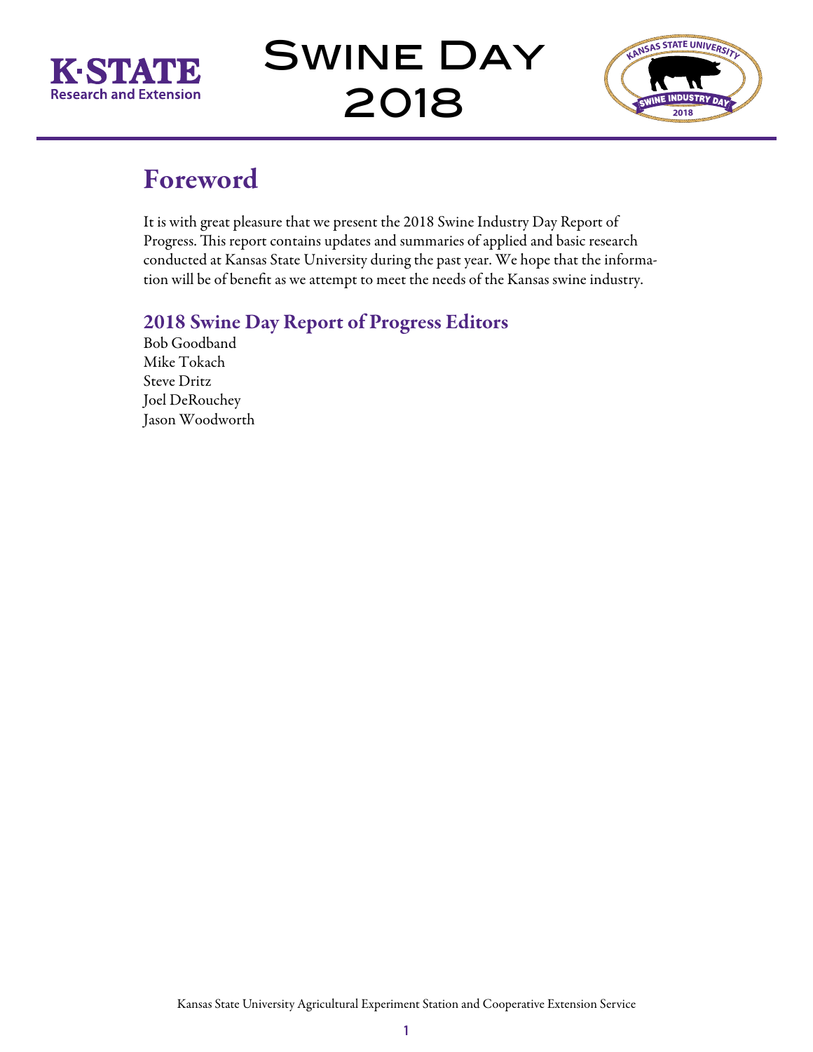# Swine Day 2018

## Foreword

It is with great pleasure that we present the 2018 Swine Industry Day Report of Progress. This report contains updates and summaries of applied and basic research conducted at Kansas State University during the past year. We hope that the information will be of benefit as we attempt to meet the needs of the Kansas swine industry.

### 2018 Swine Day Report of Progress Editors

Bob Goodband
Mike Tokach
Steve Dritz
Joel DeRouchey
Jason Woodworth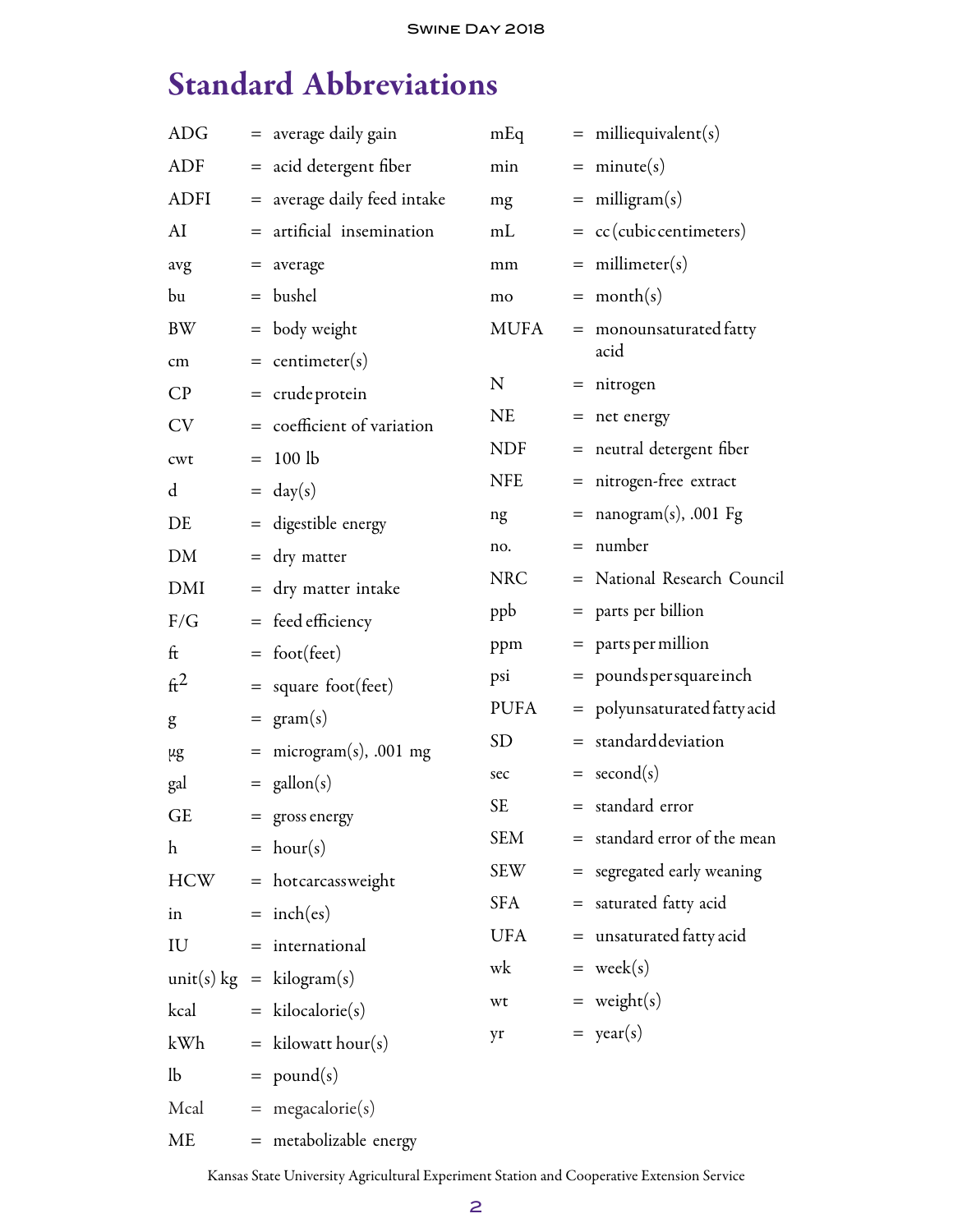# Standard Abbreviations

| | | |
|---|---|---|
| ADG | = | average daily gain |
| ADF | = | acid detergent fiber |
| ADFI | = | average daily feed intake |
| AI | = | artificial insemination |
| avg | = | average |
| bu | = | bushel |
| BW | = | body weight |
| cm | = | centimeter(s) |
| CP | = | crude protein |
| CV | = | coefficient of variation |
| cwt | = | 100 lb |
| d | = | day(s) |
| DE | = | digestible energy |
| DM | = | dry matter |
| DMI | = | dry matter intake |
| F/G | = | feed efficiency |
| ft | = | foot(feet) |
| $ft^2$ | = | square foot(feet) |
| g | = | gram(s) |
| µg | = | microgram(s), .001 mg |
| gal | = | gallon(s) |
| GE | = | gross energy |
| h | = | hour(s) |
| HCW | = | hot carcass weight |
| in | = | inch(es) |
| IU | = | international unit(s) |
| kg | = | kilogram(s) |
| kcal | = | kilocalorie(s) |
| kWh | = | kilowatt hour(s) |
| lb | = | pound(s) |
| Mcal | = | megacalorie(s) |
| ME | = | metabolizable energy |
| mEq | = | milliequivalent(s) |
| min | = | minute(s) |
| mg | = | milligram(s) |
| mL | = | cc (cubic centimeters) |
| mm | = | millimeter(s) |
| mo | = | month(s) |
| MUFA | = | monounsaturated fatty acid |
| N | = | nitrogen |
| NE | = | net energy |
| NDF | = | neutral detergent fiber |
| NFE | = | nitrogen-free extract |
| ng | = | nanogram(s), .001 Fg |
| no. | = | number |
| NRC | = | National Research Council |
| ppb | = | parts per billion |
| ppm | = | parts per million |
| psi | = | pounds per square inch |
| PUFA | = | polyunsaturated fatty acid |
| SD | = | standard deviation |
| sec | = | second(s) |
| SE | = | standard error |
| SEM | = | standard error of the mean |
| SEW | = | segregated early weaning |
| SFA | = | saturated fatty acid |
| UFA | = | unsaturated fatty acid |
| wk | = | week(s) |
| wt | = | weight(s) |
| yr | = | year(s) |

Kansas State University Agricultural Experiment Station and Cooperative Extension Service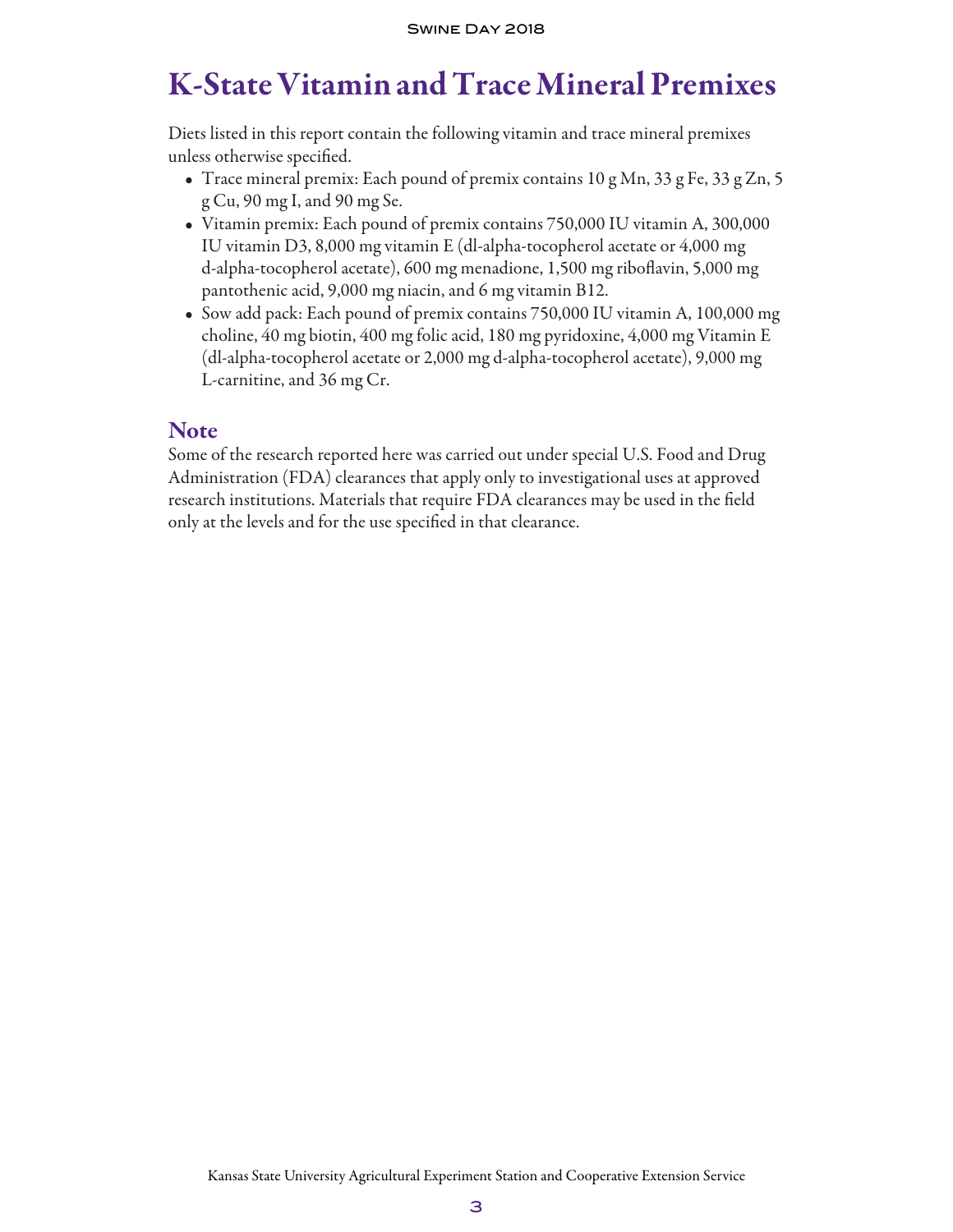# K-State Vitamin and Trace Mineral Premixes

Diets listed in this report contain the following vitamin and trace mineral premixes unless otherwise specified.

- Trace mineral premix: Each pound of premix contains 10 g Mn, 33 g Fe, 33 g Zn, 5 g Cu, 90 mg I, and 90 mg Se.
- Vitamin premix: Each pound of premix contains 750,000 IU vitamin A, 300,000 IU vitamin D3, 8,000 mg vitamin E (dl-alpha-tocopherol acetate or 4,000 mg d-alpha-tocopherol acetate), 600 mg menadione, 1,500 mg riboflavin, 5,000 mg pantothenic acid, 9,000 mg niacin, and 6 mg vitamin B12.
- Sow add pack: Each pound of premix contains 750,000 IU vitamin A, 100,000 mg choline, 40 mg biotin, 400 mg folic acid, 180 mg pyridoxine, 4,000 mg Vitamin E (dl-alpha-tocopherol acetate or 2,000 mg d-alpha-tocopherol acetate), 9,000 mg L-carnitine, and 36 mg Cr.

## Note

Some of the research reported here was carried out under special U.S. Food and Drug Administration (FDA) clearances that apply only to investigational uses at approved research institutions. Materials that require FDA clearances may be used in the field only at the levels and for the use specified in that clearance.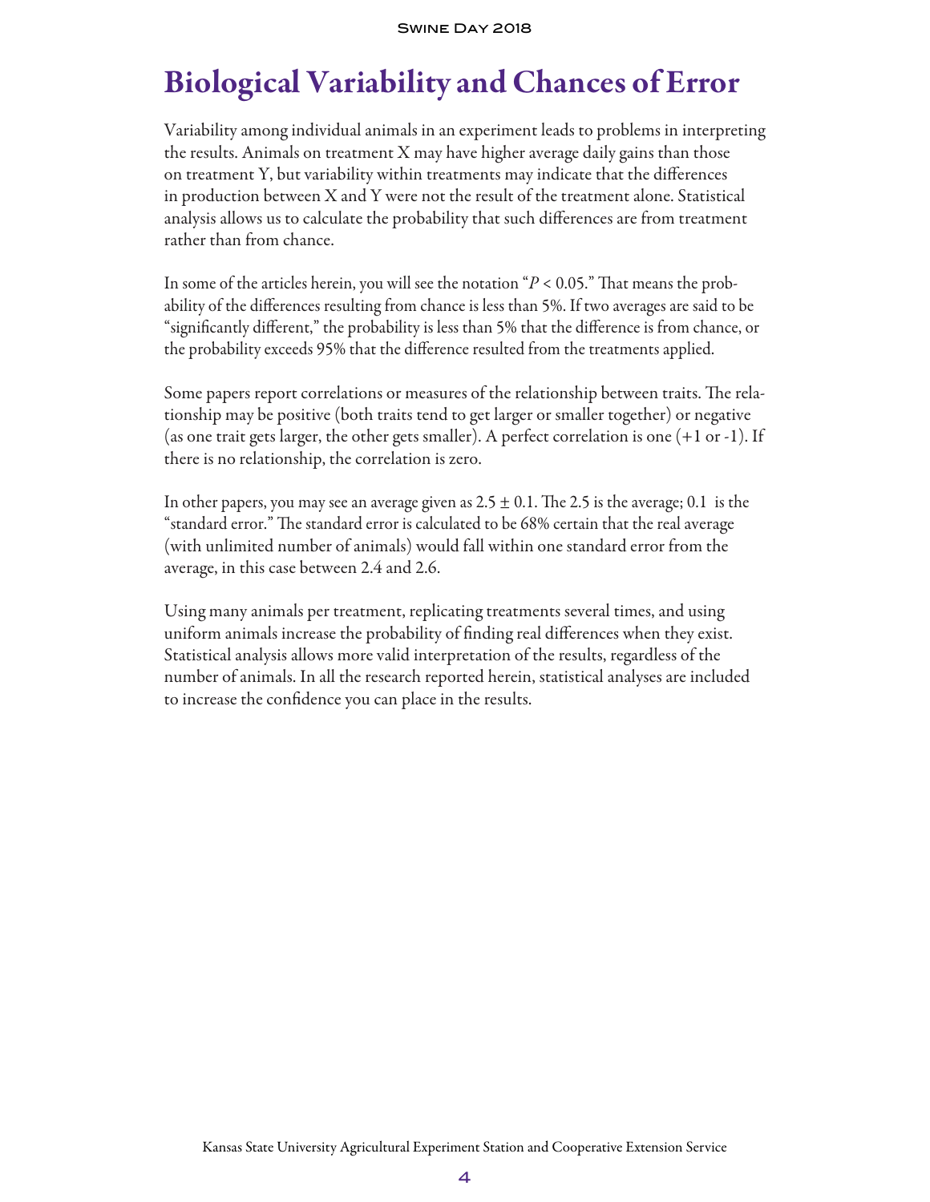# Biological Variability and Chances of Error

Variability among individual animals in an experiment leads to problems in interpreting the results. Animals on treatment X may have higher average daily gains than those on treatment Y, but variability within treatments may indicate that the differences in production between X and Y were not the result of the treatment alone. Statistical analysis allows us to calculate the probability that such differences are from treatment rather than from chance.

In some of the articles herein, you will see the notation "$P < 0.05$." That means the probability of the differences resulting from chance is less than 5%. If two averages are said to be "significantly different," the probability is less than 5% that the difference is from chance, or the probability exceeds 95% that the difference resulted from the treatments applied.

Some papers report correlations or measures of the relationship between traits. The relationship may be positive (both traits tend to get larger or smaller together) or negative (as one trait gets larger, the other gets smaller). A perfect correlation is one (+1 or -1). If there is no relationship, the correlation is zero.

In other papers, you may see an average given as $2.5 \pm 0.1$. The 2.5 is the average; 0.1 is the "standard error." The standard error is calculated to be 68% certain that the real average (with unlimited number of animals) would fall within one standard error from the average, in this case between 2.4 and 2.6.

Using many animals per treatment, replicating treatments several times, and using uniform animals increase the probability of finding real differences when they exist. Statistical analysis allows more valid interpretation of the results, regardless of the number of animals. In all the research reported herein, statistical analyses are included to increase the confidence you can place in the results.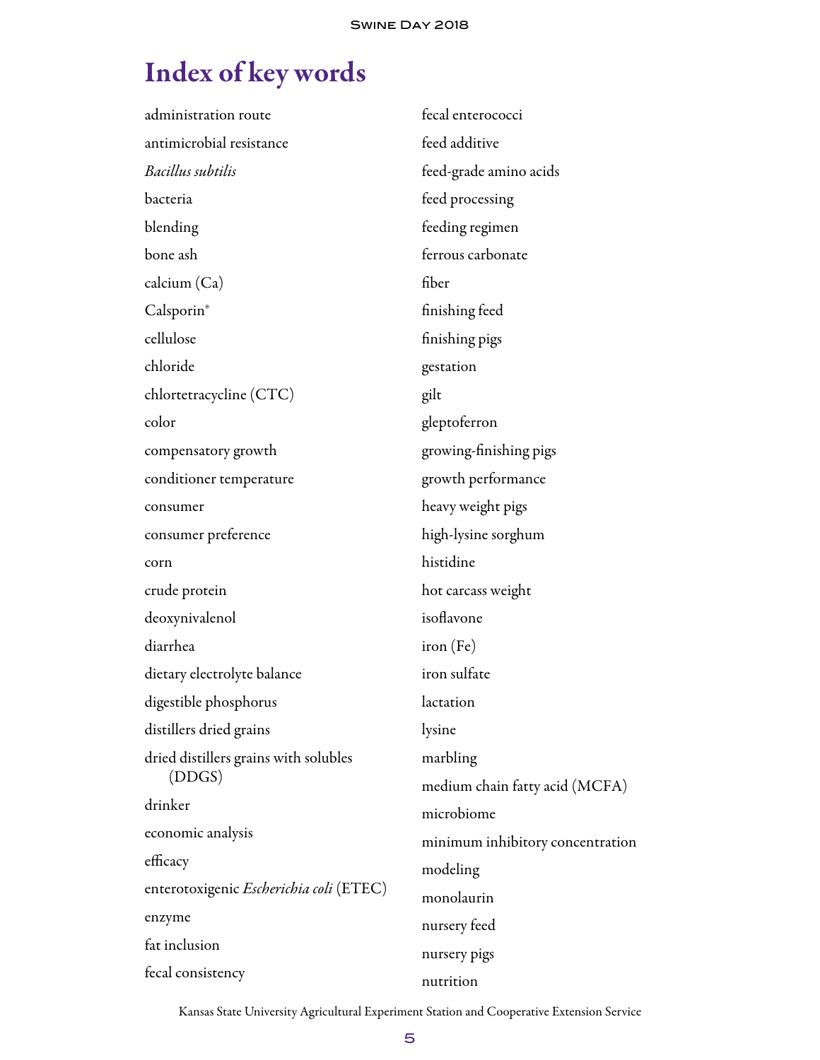# Index of key words

administration route

antimicrobial resistance

*Bacillus subtilis*

bacteria

blending

bone ash

calcium (Ca)

Calsporin®

cellulose

chloride

chlortetracycline (CTC)

color

compensatory growth

conditioner temperature

consumer

consumer preference

corn

crude protein

deoxynivalenol

diarrhea

dietary electrolyte balance

digestible phosphorus

distillers dried grains

dried distillers grains with solubles (DDGS)

drinker

economic analysis

efficacy

enterotoxigenic *Escherichia coli* (ETEC)

enzyme

fat inclusion

fecal consistency

fecal enterococci

feed additive

feed-grade amino acids

feed processing

feeding regimen

ferrous carbonate

fiber

finishing feed

finishing pigs

gestation

gilt

gleptoferron

growing-finishing pigs

growth performance

heavy weight pigs

high-lysine sorghum

histidine

hot carcass weight

isoflavone

iron (Fe)

iron sulfate

lactation

lysine

marbling

medium chain fatty acid (MCFA)

microbiome

minimum inhibitory concentration

modeling

monolaurin

nursery feed

nursery pigs

nutrition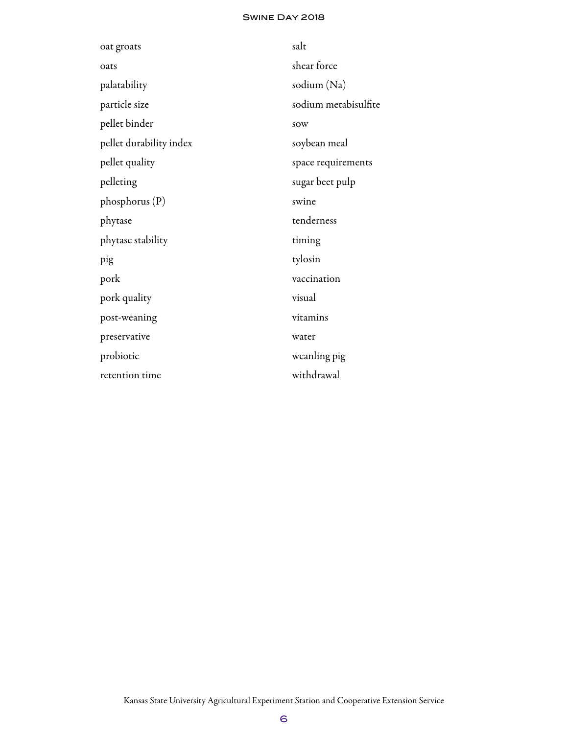oat groats

oats

palatability

particle size

pellet binder

pellet durability index

pellet quality

pelleting

phosphorus (P)

phytase

phytase stability

pig

pork

pork quality

post-weaning

preservative

probiotic

retention time

salt

shear force

sodium (Na)

sodium metabisulfite

sow

soybean meal

space requirements

sugar beet pulp

swine

tenderness

timing

tylosin

vaccination

visual

vitamins

water

weanling pig

withdrawal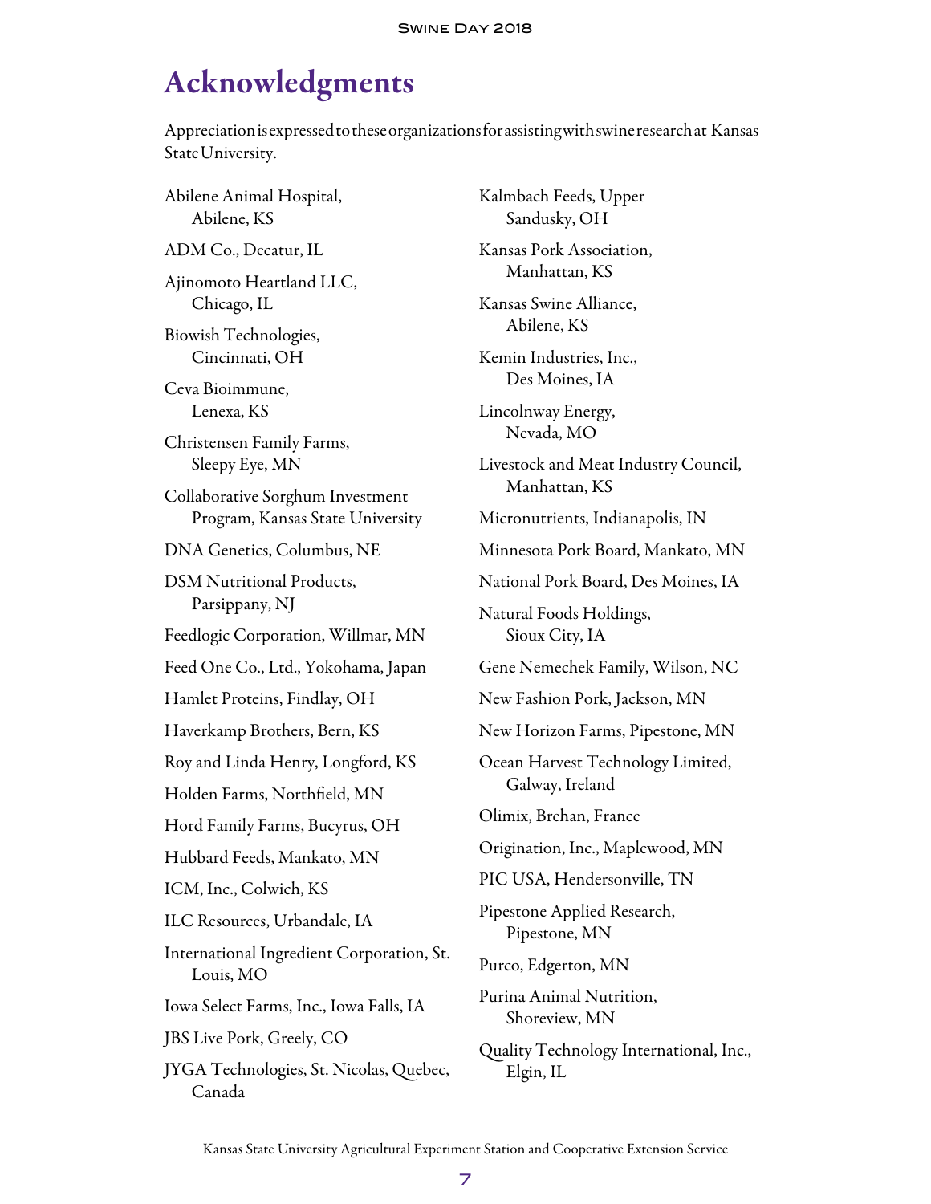# Acknowledgments

Appreciation is expressed to these organizations for assisting with swine research at Kansas State University.

Abilene Animal Hospital, Abilene, KS

ADM Co., Decatur, IL

Ajinomoto Heartland LLC, Chicago, IL

Biowish Technologies, Cincinnati, OH

Ceva Bioimmune, Lenexa, KS

Christensen Family Farms, Sleepy Eye, MN

Collaborative Sorghum Investment Program, Kansas State University

DNA Genetics, Columbus, NE

DSM Nutritional Products, Parsippany, NJ

Feedlogic Corporation, Willmar, MN

Feed One Co., Ltd., Yokohama, Japan

Hamlet Proteins, Findlay, OH

Haverkamp Brothers, Bern, KS

Roy and Linda Henry, Longford, KS

Holden Farms, Northfield, MN

Hord Family Farms, Bucyrus, OH

Hubbard Feeds, Mankato, MN

ICM, Inc., Colwich, KS

ILC Resources, Urbandale, IA

International Ingredient Corporation, St. Louis, MO

Iowa Select Farms, Inc., Iowa Falls, IA

JBS Live Pork, Greely, CO

JYGA Technologies, St. Nicolas, Quebec, Canada

Kalmbach Feeds, Upper Sandusky, OH

Kansas Pork Association, Manhattan, KS

Kansas Swine Alliance, Abilene, KS

Kemin Industries, Inc., Des Moines, IA

Lincolnway Energy, Nevada, MO

Livestock and Meat Industry Council, Manhattan, KS

Micronutrients, Indianapolis, IN

Minnesota Pork Board, Mankato, MN

National Pork Board, Des Moines, IA

Natural Foods Holdings, Sioux City, IA

Gene Nemechek Family, Wilson, NC

New Fashion Pork, Jackson, MN

New Horizon Farms, Pipestone, MN

Ocean Harvest Technology Limited, Galway, Ireland

Olimix, Brehan, France

Origination, Inc., Maplewood, MN

PIC USA, Hendersonville, TN

Pipestone Applied Research, Pipestone, MN

Purco, Edgerton, MN

Purina Animal Nutrition, Shoreview, MN

Quality Technology International, Inc., Elgin, IL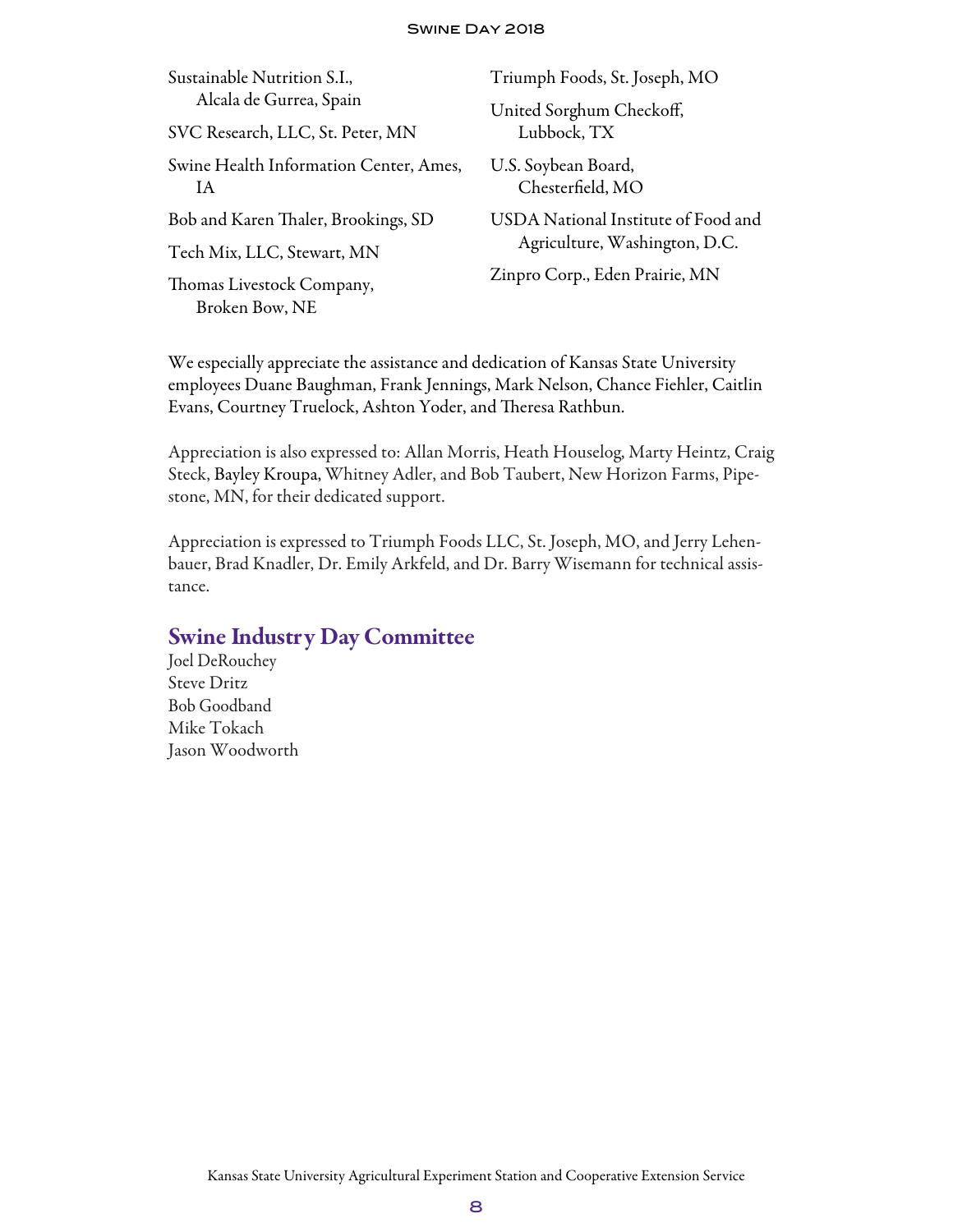Sustainable Nutrition S.I., Alcala de Gurrea, Spain

SVC Research, LLC, St. Peter, MN

Swine Health Information Center, Ames, IA

Bob and Karen Thaler, Brookings, SD

Tech Mix, LLC, Stewart, MN

Thomas Livestock Company, Broken Bow, NE

Triumph Foods, St. Joseph, MO

United Sorghum Checkoff, Lubbock, TX

U.S. Soybean Board, Chesterfield, MO

USDA National Institute of Food and Agriculture, Washington, D.C.

Zinpro Corp., Eden Prairie, MN

We especially appreciate the assistance and dedication of Kansas State University employees Duane Baughman, Frank Jennings, Mark Nelson, Chance Fiehler, Caitlin Evans, Courtney Truelock, Ashton Yoder, and Theresa Rathbun.

Appreciation is also expressed to: Allan Morris, Heath Houselog, Marty Heintz, Craig Steck, Bayley Kroupa, Whitney Adler, and Bob Taubert, New Horizon Farms, Pipestone, MN, for their dedicated support.

Appreciation is expressed to Triumph Foods LLC, St. Joseph, MO, and Jerry Lehenbauer, Brad Knadler, Dr. Emily Arkfeld, and Dr. Barry Wisemann for technical assistance.

## Swine Industry Day Committee

Joel DeRouchey
Steve Dritz
Bob Goodband
Mike Tokach
Jason Woodworth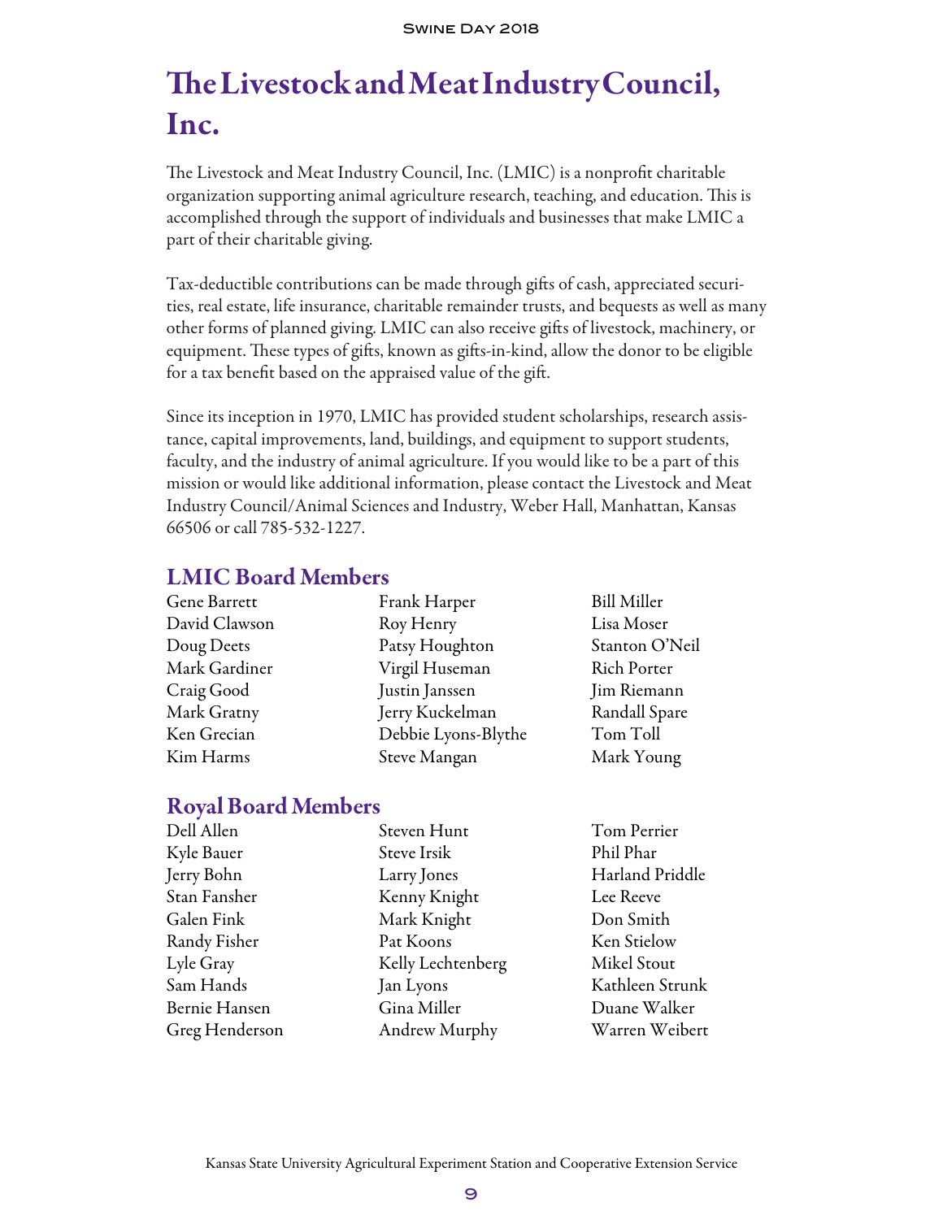# The Livestock and Meat Industry Council, Inc.

The Livestock and Meat Industry Council, Inc. (LMIC) is a nonprofit charitable organization supporting animal agriculture research, teaching, and education. This is accomplished through the support of individuals and businesses that make LMIC a part of their charitable giving.

Tax-deductible contributions can be made through gifts of cash, appreciated securities, real estate, life insurance, charitable remainder trusts, and bequests as well as many other forms of planned giving. LMIC can also receive gifts of livestock, machinery, or equipment. These types of gifts, known as gifts-in-kind, allow the donor to be eligible for a tax benefit based on the appraised value of the gift.

Since its inception in 1970, LMIC has provided student scholarships, research assistance, capital improvements, land, buildings, and equipment to support students, faculty, and the industry of animal agriculture. If you would like to be a part of this mission or would like additional information, please contact the Livestock and Meat Industry Council/Animal Sciences and Industry, Weber Hall, Manhattan, Kansas 66506 or call 785-532-1227.

## LMIC Board Members

Gene Barrett
David Clawson
Doug Deets
Mark Gardiner
Craig Good
Mark Gratny
Ken Grecian
Kim Harms
Frank Harper
Roy Henry
Patsy Houghton
Virgil Huseman
Justin Janssen
Jerry Kuckelman
Debbie Lyons-Blythe
Steve Mangan
Bill Miller
Lisa Moser
Stanton O'Neil
Rich Porter
Jim Riemann
Randall Spare
Tom Toll
Mark Young

## Royal Board Members

Dell Allen
Kyle Bauer
Jerry Bohn
Stan Fansher
Galen Fink
Randy Fisher
Lyle Gray
Sam Hands
Bernie Hansen
Greg Henderson
Steven Hunt
Steve Irsik
Larry Jones
Kenny Knight
Mark Knight
Pat Koons
Kelly Lechtenberg
Jan Lyons
Gina Miller
Andrew Murphy
Tom Perrier
Phil Phar
Harland Priddle
Lee Reeve
Don Smith
Ken Stielow
Mikel Stout
Kathleen Strunk
Duane Walker
Warren Weibert